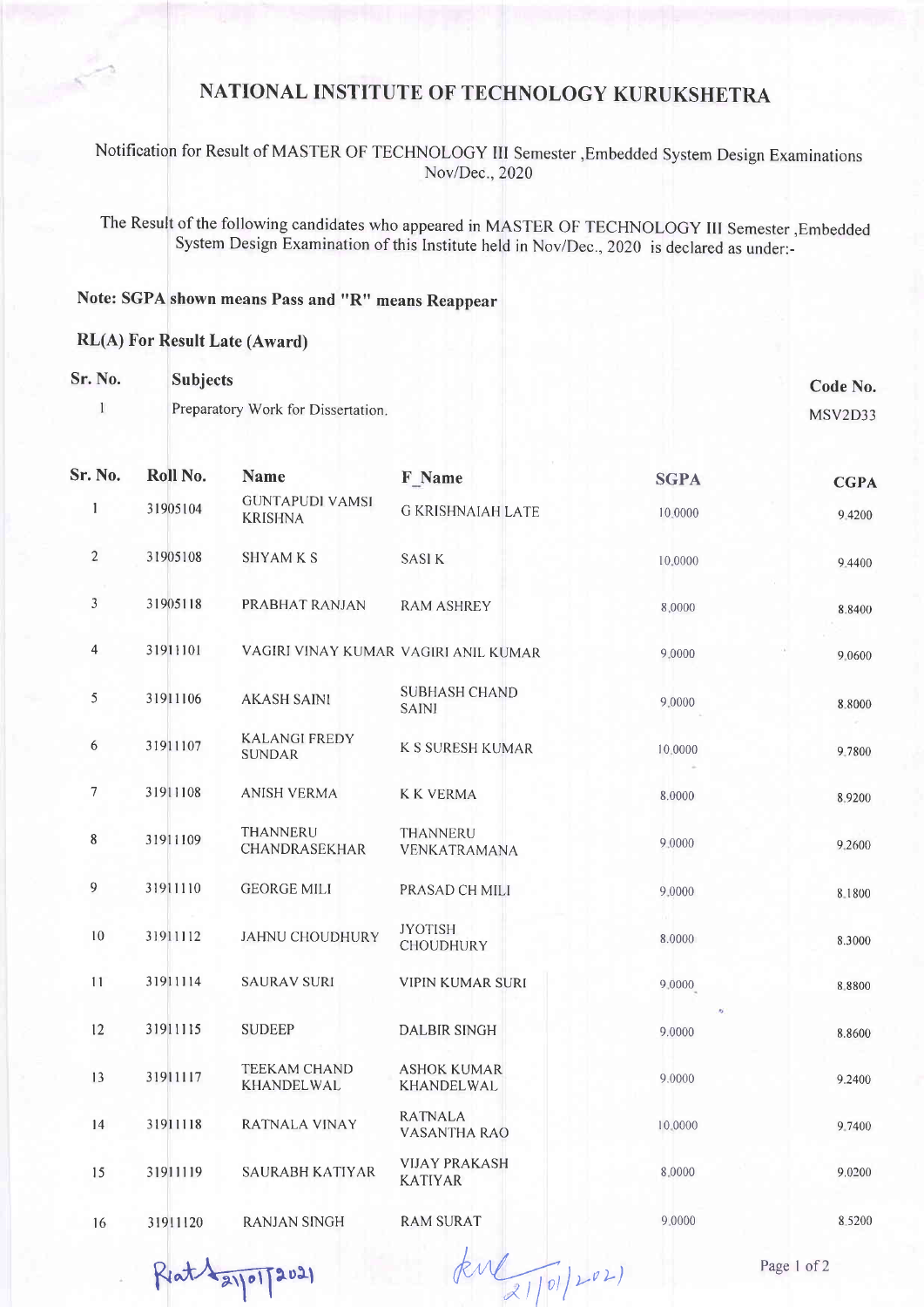# NATIONAL INSTITUTE OF TECHNOLOGY KURUKSHETRA

Notification for Result of MASTER OF TECHNOLOGY III Semester ,Embedded System Design Examinations Nov/Dec., 2020

The Result of the following candidates who appeared in MASTER OF TECHNOLOGY III Semester ,Embedded System Design Examination of this Institute held in Nov/Dec., 2020 is declared as under:-

**Note: SGPA shown means Pass and "R" means Reappear**

**RL(A) For Result Late (Award)**

| Sr. No. | Subjects | Code No. |
|---|---|---|
| 1 | Preparatory Work for Dissertation. | MSV2D33 |

| Sr. No. | Roll No. | Name | F_Name | SGPA | CGPA |
|---|---|---|---|---|---|
| 1 | 31905104 | GUNTAPUDI VAMSI KRISHNA | G KRISHNAIAH LATE | 10.0000 | 9.4200 |
| 2 | 31905108 | SHYAM K S | SASI K | 10.0000 | 9.4400 |
| 3 | 31905118 | PRABHAT RANJAN | RAM ASHREY | 8.0000 | 8.8400 |
| 4 | 31911101 | VAGIRI VINAY KUMAR | VAGIRI ANIL KUMAR | 9.0000 | 9.0600 |
| 5 | 31911106 | AKASH SAINI | SUBHASH CHAND SAINI | 9.0000 | 8.8000 |
| 6 | 31911107 | KALANGI FREDY SUNDAR | K S SURESH KUMAR | 10.0000 | 9.7800 |
| 7 | 31911108 | ANISH VERMA | K K VERMA | 8.0000 | 8.9200 |
| 8 | 31911109 | THANNERU CHANDRASEKHAR | THANNERU VENKATRAMANA | 9.0000 | 9.2600 |
| 9 | 31911110 | GEORGE MILI | PRASAD CH MILI | 9.0000 | 8.1800 |
| 10 | 31911112 | JAHNU CHOUDHURY | JYOTISH CHOUDHURY | 8.0000 | 8.3000 |
| 11 | 31911114 | SAURAV SURI | VIPIN KUMAR SURI | 9.0000 | 8.8800 |
| 12 | 31911115 | SUDEEP | DALBIR SINGH | 9.0000 | 8.8600 |
| 13 | 31911117 | TEEKAM CHAND KHANDELWAL | ASHOK KUMAR KHANDELWAL | 9.0000 | 9.2400 |
| 14 | 31911118 | RATNALA VINAY | RATNALA VASANTHA RAO | 10.0000 | 9.7400 |
| 15 | 31911119 | SAURABH KATIYAR | VIJAY PRAKASH KATIYAR | 8.0000 | 9.0200 |
| 16 | 31911120 | RANJAN SINGH | RAM SURAT | 9.0000 | 8.5200 |

Rat 21/01/2021 &nbsp;&nbsp;&nbsp;&nbsp; 21/01/2021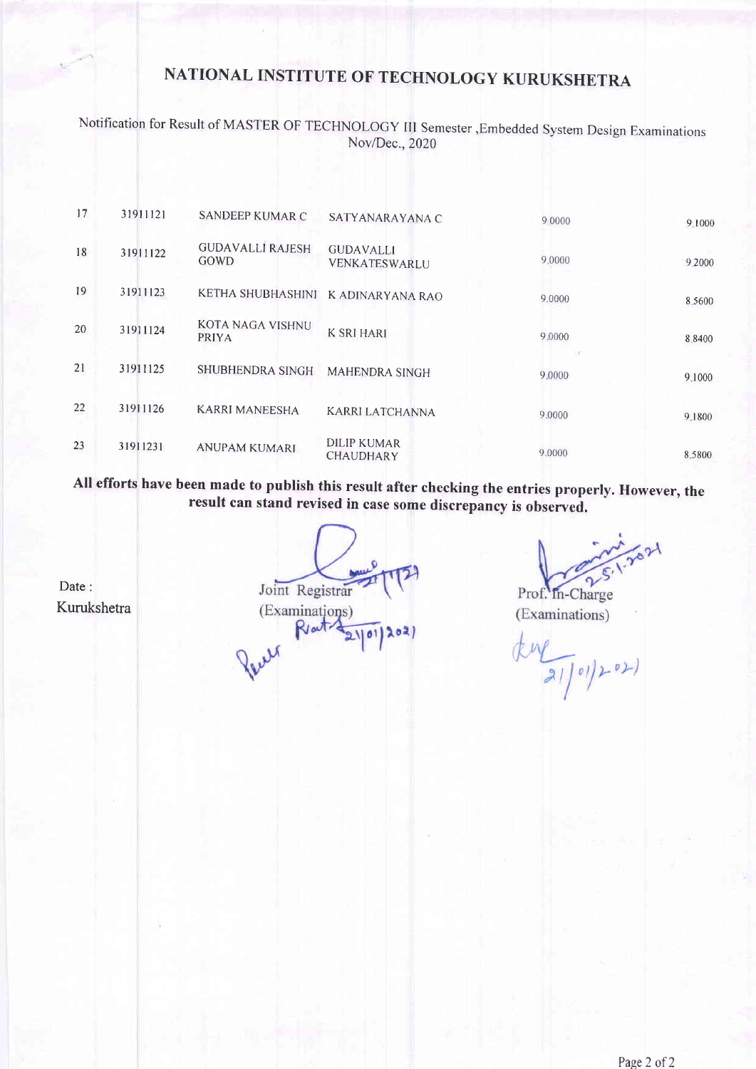# NATIONAL INSTITUTE OF TECHNOLOGY KURUKSHETRA

Notification for Result of MASTER OF TECHNOLOGY III Semester ,Embedded System Design Examinations Nov/Dec., 2020

| | | | | | |
|---|---|---|---|---|---|
| 17 | 31911121 | SANDEEP KUMAR C | SATYANARAYANA C | 9.0000 | 9.1000 |
| 18 | 31911122 | GUDAVALLI RAJESH GOWD | GUDAVALLI VENKATESWARLU | 9.0000 | 9.2000 |
| 19 | 31911123 | KETHA SHUBHASHINI | K ADINARYANA RAO | 9.0000 | 8.5600 |
| 20 | 31911124 | KOTA NAGA VISHNU PRIYA | K SRI HARI | 9.0000 | 8.8400 |
| 21 | 31911125 | SHUBHENDRA SINGH | MAHENDRA SINGH | 9.0000 | 9.1000 |
| 22 | 31911126 | KARRI MANEESHA | KARRI LATCHANNA | 9.0000 | 9.1800 |
| 23 | 31911231 | ANUPAM KUMARI | DILIP KUMAR CHAUDHARY | 9.0000 | 8.5800 |

**All efforts have been made to publish this result after checking the entries properly. However, the result can stand revised in case some discrepancy is observed.**

Date :
Kurukshetra

Joint Registrar
(Examinations)
21/01/2021

Prof. In-Charge
(Examinations)
25-1-2021
21/01/2021